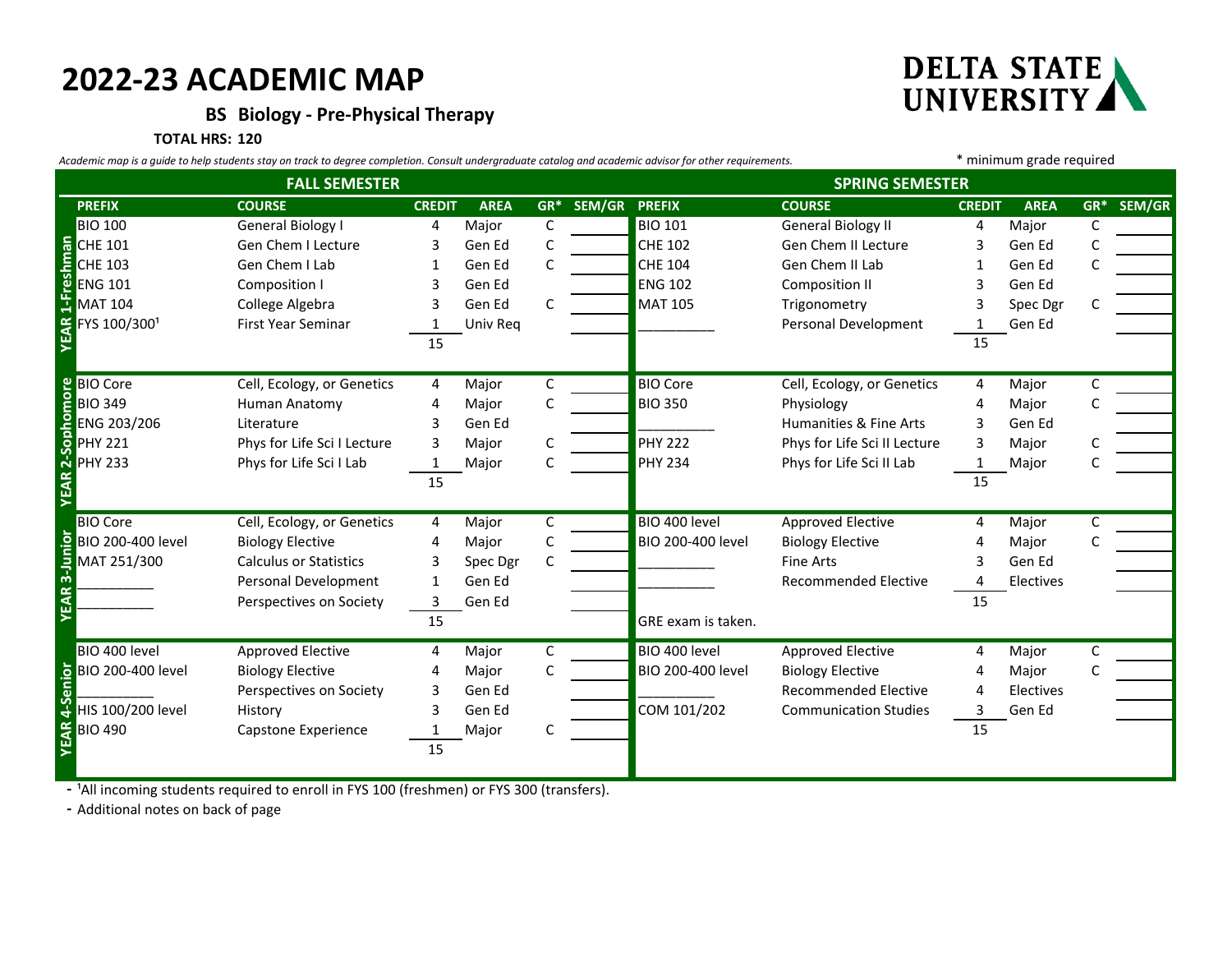# 2022-23 ACADEMIC MAP

DELTA STATE UNIVERSITY

**BS Biology - Pre-Physical Therapy**

**TOTAL HRS: 120**

*Academic map is a guide to help students stay on track to degree completion. Consult undergraduate catalog and academic advisor for other requirements.*

\* minimum grade required

| | FALL SEMESTER | | | | | | SPRING SEMESTER | | | | | |
|---|---|---|---|---|---|---|---|---|---|---|---|---|
| | **PREFIX** | **COURSE** | **CREDIT** | **AREA** | **GR*** | **SEM/GR** | **PREFIX** | **COURSE** | **CREDIT** | **AREA** | **GR*** | **SEM/GR** |
| **YEAR 1-Freshman** | BIO 100 | General Biology I | 4 | Major | C | | BIO 101 | General Biology II | 4 | Major | C | |
| | CHE 101 | Gen Chem I Lecture | 3 | Gen Ed | C | | CHE 102 | Gen Chem II Lecture | 3 | Gen Ed | C | |
| | CHE 103 | Gen Chem I Lab | 1 | Gen Ed | C | | CHE 104 | Gen Chem II Lab | 1 | Gen Ed | C | |
| | ENG 101 | Composition I | 3 | Gen Ed | | | ENG 102 | Composition II | 3 | Gen Ed | | |
| | MAT 104 | College Algebra | 3 | Gen Ed | C | | MAT 105 | Trigonometry | 3 | Spec Dgr | C | |
| | FYS 100/300[1] | First Year Seminar | 1 | Univ Req | | | __________ | Personal Development | 1 | Gen Ed | | |
| | | | 15 | | | | | | 15 | | | |
| **YEAR 2-Sophomore** | BIO Core | Cell, Ecology, or Genetics | 4 | Major | C | | BIO Core | Cell, Ecology, or Genetics | 4 | Major | C | |
| | BIO 349 | Human Anatomy | 4 | Major | C | | BIO 350 | Physiology | 4 | Major | C | |
| | ENG 203/206 | Literature | 3 | Gen Ed | | | __________ | Humanities & Fine Arts | 3 | Gen Ed | | |
| | PHY 221 | Phys for Life Sci I Lecture | 3 | Major | C | | PHY 222 | Phys for Life Sci II Lecture | 3 | Major | C | |
| | PHY 233 | Phys for Life Sci I Lab | 1 | Major | C | | PHY 234 | Phys for Life Sci II Lab | 1 | Major | C | |
| | | | 15 | | | | | | 15 | | | |
| **YEAR 3-Junior** | BIO Core | Cell, Ecology, or Genetics | 4 | Major | C | | BIO 400 level | Approved Elective | 4 | Major | C | |
| | BIO 200-400 level | Biology Elective | 4 | Major | C | | BIO 200-400 level | Biology Elective | 4 | Major | C | |
| | MAT 251/300 | Calculus or Statistics | 3 | Spec Dgr | C | | __________ | Fine Arts | 3 | Gen Ed | | |
| | __________ | Personal Development | 1 | Gen Ed | | | __________ | Recommended Elective | 4 | Electives | | |
| | __________ | Perspectives on Society | 3 | Gen Ed | | | | | 15 | | | |
| | | | 15 | | | | GRE exam is taken. | | | | | |
| **YEAR 4-Senior** | BIO 400 level | Approved Elective | 4 | Major | C | | BIO 400 level | Approved Elective | 4 | Major | C | |
| | BIO 200-400 level | Biology Elective | 4 | Major | C | | BIO 200-400 level | Biology Elective | 4 | Major | C | |
| | __________ | Perspectives on Society | 3 | Gen Ed | | | __________ | Recommended Elective | 4 | Electives | | |
| | HIS 100/200 level | History | 3 | Gen Ed | | | COM 101/202 | Communication Studies | 3 | Gen Ed | | |
| | BIO 490 | Capstone Experience | 1 | Major | C | | | | 15 | | | |
| | | | 15 | | | | | | | | | |

- [1]All incoming students required to enroll in FYS 100 (freshmen) or FYS 300 (transfers).
- Additional notes on back of page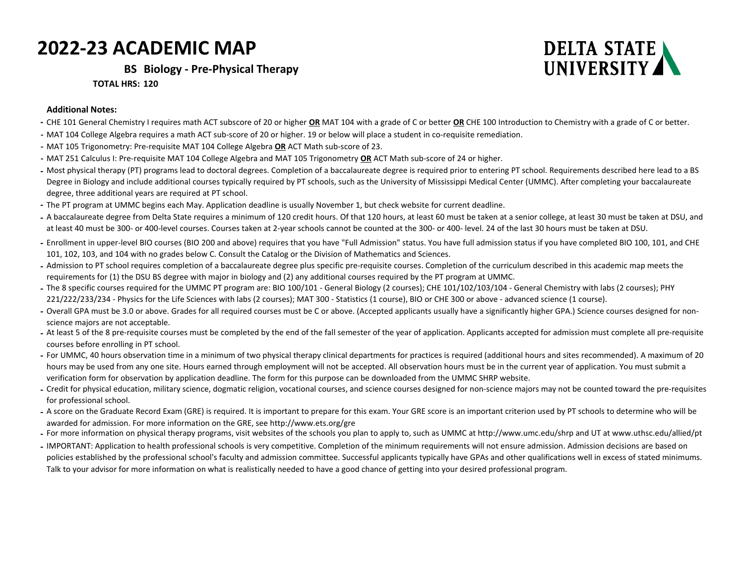# 2022-23 ACADEMIC MAP

**BS Biology - Pre-Physical Therapy**

**TOTAL HRS: 120**

DELTA STATE UNIVERSITY

**Additional Notes:**

- CHE 101 General Chemistry I requires math ACT subscore of 20 or higher **OR** MAT 104 with a grade of C or better **OR** CHE 100 Introduction to Chemistry with a grade of C or better.
- MAT 104 College Algebra requires a math ACT sub-score of 20 or higher. 19 or below will place a student in co-requisite remediation.
- MAT 105 Trigonometry: Pre-requisite MAT 104 College Algebra **OR** ACT Math sub-score of 23.
- MAT 251 Calculus I: Pre-requisite MAT 104 College Algebra and MAT 105 Trigonometry **OR** ACT Math sub-score of 24 or higher.
- Most physical therapy (PT) programs lead to doctoral degrees. Completion of a baccalaureate degree is required prior to entering PT school. Requirements described here lead to a BS Degree in Biology and include additional courses typically required by PT schools, such as the University of Mississippi Medical Center (UMMC). After completing your baccalaureate degree, three additional years are required at PT school.
- The PT program at UMMC begins each May. Application deadline is usually November 1, but check website for current deadline.
- A baccalaureate degree from Delta State requires a minimum of 120 credit hours. Of that 120 hours, at least 60 must be taken at a senior college, at least 30 must be taken at DSU, and at least 40 must be 300- or 400-level courses. Courses taken at 2-year schools cannot be counted at the 300- or 400- level. 24 of the last 30 hours must be taken at DSU.
- Enrollment in upper-level BIO courses (BIO 200 and above) requires that you have "Full Admission" status. You have full admission status if you have completed BIO 100, 101, and CHE 101, 102, 103, and 104 with no grades below C. Consult the Catalog or the Division of Mathematics and Sciences.
- Admission to PT school requires completion of a baccalaureate degree plus specific pre-requisite courses. Completion of the curriculum described in this academic map meets the requirements for (1) the DSU BS degree with major in biology and (2) any additional courses required by the PT program at UMMC.
- The 8 specific courses required for the UMMC PT program are: BIO 100/101 - General Biology (2 courses); CHE 101/102/103/104 - General Chemistry with labs (2 courses); PHY 221/222/233/234 - Physics for the Life Sciences with labs (2 courses); MAT 300 - Statistics (1 course), BIO or CHE 300 or above - advanced science (1 course).
- Overall GPA must be 3.0 or above. Grades for all required courses must be C or above. (Accepted applicants usually have a significantly higher GPA.) Science courses designed for non-science majors are not acceptable.
- At least 5 of the 8 pre-requisite courses must be completed by the end of the fall semester of the year of application. Applicants accepted for admission must complete all pre-requisite courses before enrolling in PT school.
- For UMMC, 40 hours observation time in a minimum of two physical therapy clinical departments for practices is required (additional hours and sites recommended). A maximum of 20 hours may be used from any one site. Hours earned through employment will not be accepted. All observation hours must be in the current year of application. You must submit a verification form for observation by application deadline. The form for this purpose can be downloaded from the UMMC SHRP website.
- Credit for physical education, military science, dogmatic religion, vocational courses, and science courses designed for non-science majors may not be counted toward the pre-requisites for professional school.
- A score on the Graduate Record Exam (GRE) is required. It is important to prepare for this exam. Your GRE score is an important criterion used by PT schools to determine who will be awarded for admission. For more information on the GRE, see http://www.ets.org/gre
- For more information on physical therapy programs, visit websites of the schools you plan to apply to, such as UMMC at http://www.umc.edu/shrp and UT at www.uthsc.edu/allied/pt
- IMPORTANT: Application to health professional schools is very competitive. Completion of the minimum requirements will not ensure admission. Admission decisions are based on policies established by the professional school's faculty and admission committee. Successful applicants typically have GPAs and other qualifications well in excess of stated minimums. Talk to your advisor for more information on what is realistically needed to have a good chance of getting into your desired professional program.